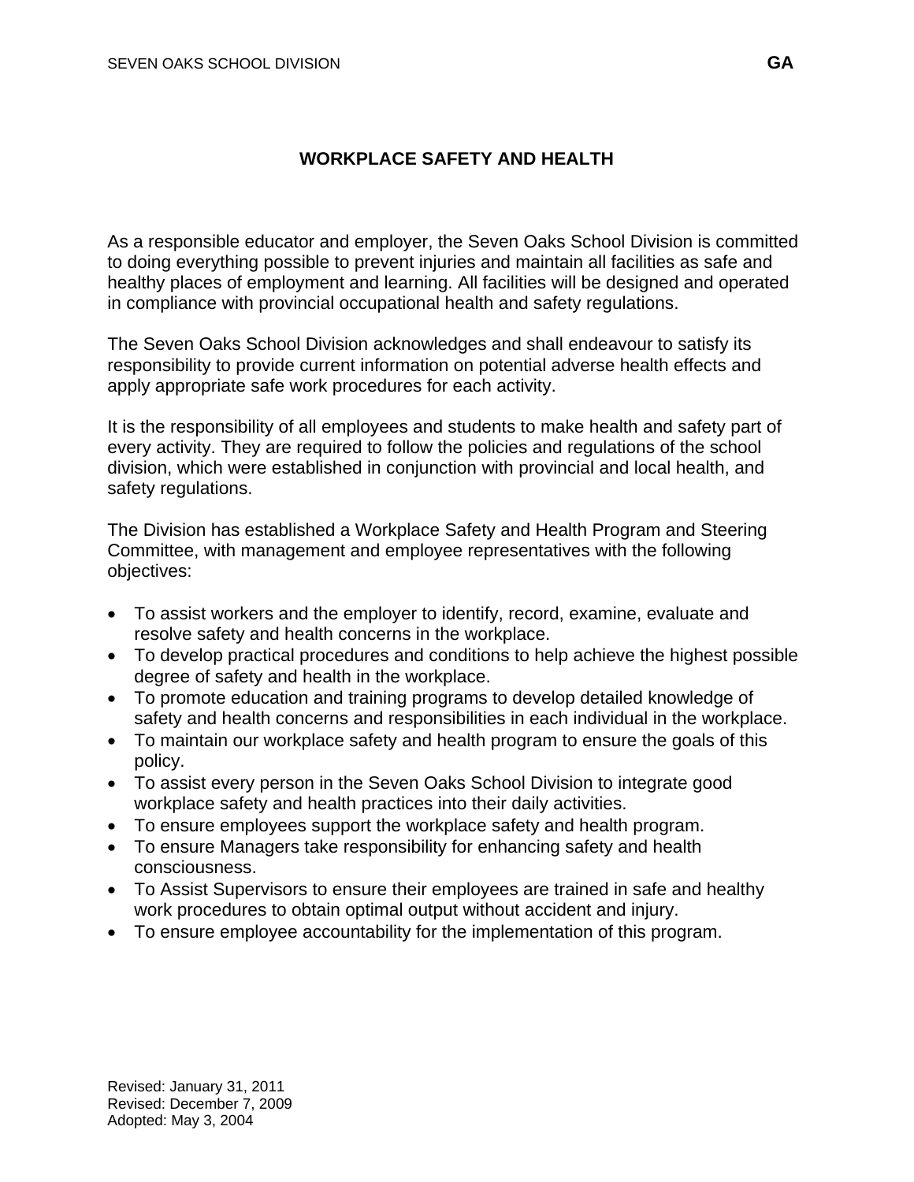# WORKPLACE SAFETY AND HEALTH

As a responsible educator and employer, the Seven Oaks School Division is committed to doing everything possible to prevent injuries and maintain all facilities as safe and healthy places of employment and learning. All facilities will be designed and operated in compliance with provincial occupational health and safety regulations.

The Seven Oaks School Division acknowledges and shall endeavour to satisfy its responsibility to provide current information on potential adverse health effects and apply appropriate safe work procedures for each activity.

It is the responsibility of all employees and students to make health and safety part of every activity. They are required to follow the policies and regulations of the school division, which were established in conjunction with provincial and local health, and safety regulations.

The Division has established a Workplace Safety and Health Program and Steering Committee, with management and employee representatives with the following objectives:

- To assist workers and the employer to identify, record, examine, evaluate and resolve safety and health concerns in the workplace.
- To develop practical procedures and conditions to help achieve the highest possible degree of safety and health in the workplace.
- To promote education and training programs to develop detailed knowledge of safety and health concerns and responsibilities in each individual in the workplace.
- To maintain our workplace safety and health program to ensure the goals of this policy.
- To assist every person in the Seven Oaks School Division to integrate good workplace safety and health practices into their daily activities.
- To ensure employees support the workplace safety and health program.
- To ensure Managers take responsibility for enhancing safety and health consciousness.
- To Assist Supervisors to ensure their employees are trained in safe and healthy work procedures to obtain optimal output without accident and injury.
- To ensure employee accountability for the implementation of this program.

Revised: January 31, 2011
Revised: December 7, 2009
Adopted: May 3, 2004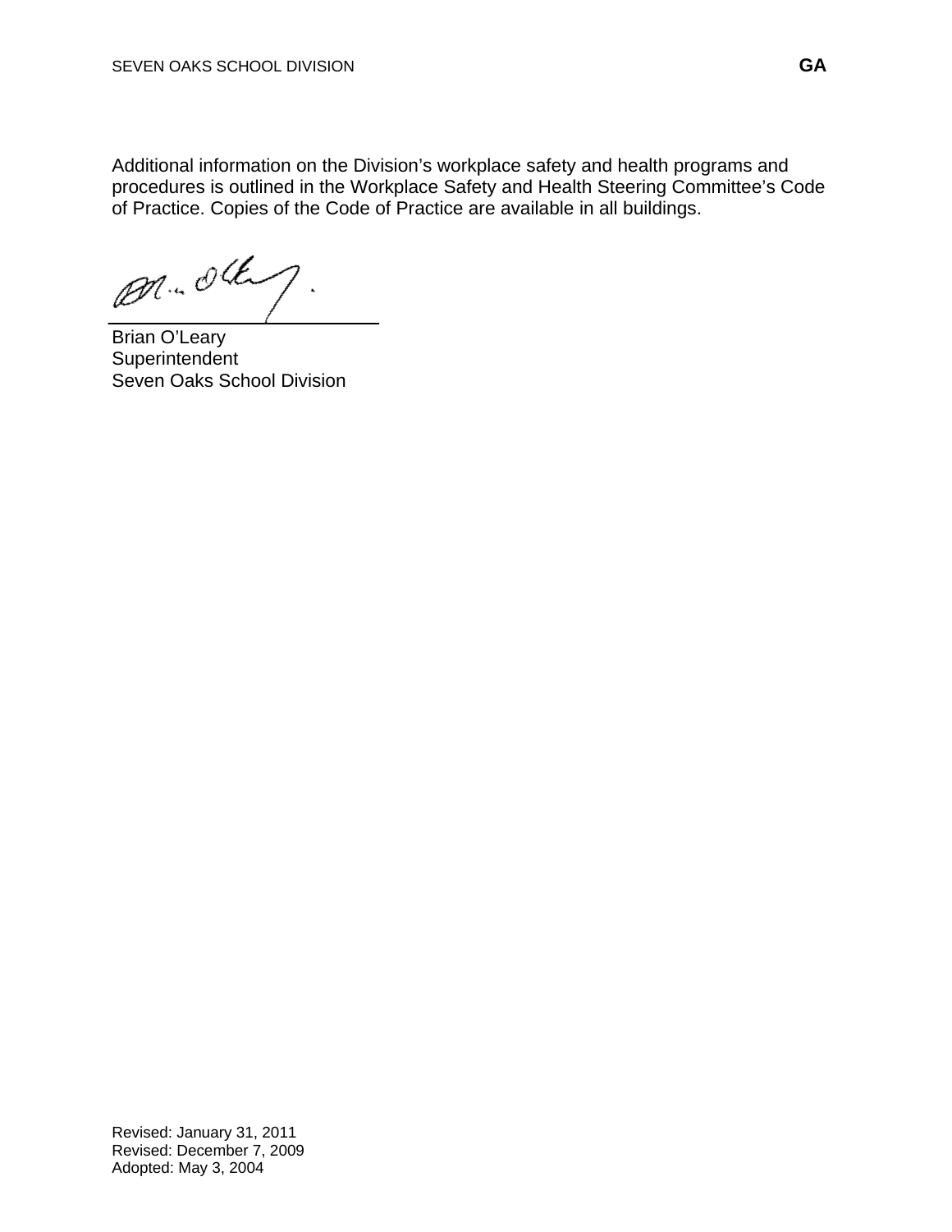Additional information on the Division's workplace safety and health programs and procedures is outlined in the Workplace Safety and Health Steering Committee's Code of Practice. Copies of the Code of Practice are available in all buildings.

Brian O'Leary
Superintendent
Seven Oaks School Division

Revised: January 31, 2011
Revised: December 7, 2009
Adopted: May 3, 2004